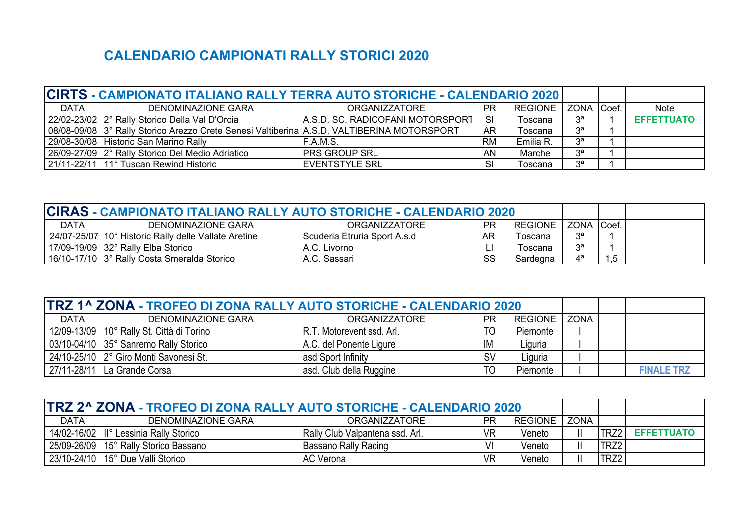# CALENDARIO CAMPIONATI RALLY STORICI 2020

| **CIRTS - CAMPIONATO ITALIANO RALLY TERRA AUTO STORICHE - CALENDARIO 2020** | | | | | | | |
|---|---|---|---|---|---|---|---|
| DATA | DENOMINAZIONE GARA | ORGANIZZATORE | PR | REGIONE | ZONA | Coef. | Note |
| 22/02-23/02 | 2° Rally Storico Della Val D'Orcia | A.S.D. SC. RADICOFANI MOTORSPORT | SI | Toscana | 3ª | 1 | EFFETTUATO |
| 08/08-09/08 | 3° Rally Storico Arezzo Crete Senesi Valtiberina | A.S.D. VALTIBERINA MOTORSPORT | AR | Toscana | 3ª | 1 | |
| 29/08-30/08 | Historic San Marino Rally | F.A.M.S. | RM | Emilia R. | 3ª | 1 | |
| 26/09-27/09 | 2° Rally Storico Del Medio Adriatico | PRS GROUP SRL | AN | Marche | 3ª | 1 | |
| 21/11-22/11 | 11° Tuscan Rewind Historic | EVENTSTYLE SRL | SI | Toscana | 3ª | 1 | |

| **CIRAS - CAMPIONATO ITALIANO RALLY AUTO STORICHE - CALENDARIO 2020** | | | | | | | |
|---|---|---|---|---|---|---|---|
| DATA | DENOMINAZIONE GARA | ORGANIZZATORE | PR | REGIONE | ZONA | Coef. | |
| 24/07-25/07 | 10° Historic Rally delle Vallate Aretine | Scuderia Etruria Sport A.s.d | AR | Toscana | 3ª | 1 | |
| 17/09-19/09 | 32° Rally Elba Storico | A.C. Livorno | LI | Toscana | 3ª | 1 | |
| 16/10-17/10 | 3° Rally Costa Smeralda Storico | A.C. Sassari | SS | Sardegna | 4ª | 1,5 | |

| **TRZ 1^ ZONA - TROFEO DI ZONA RALLY AUTO STORICHE - CALENDARIO 2020** | | | | | | | |
|---|---|---|---|---|---|---|---|
| DATA | DENOMINAZIONE GARA | ORGANIZZATORE | PR | REGIONE | ZONA | | |
| 12/09-13/09 | 10° Rally St. Città di Torino | R.T. Motorevent ssd. Arl. | TO | Piemonte | I | | |
| 03/10-04/10 | 35° Sanremo Rally Storico | A.C. del Ponente Ligure | IM | Liguria | I | | |
| 24/10-25/10 | 2° Giro Monti Savonesi St. | asd Sport Infinity | SV | Liguria | I | | |
| 27/11-28/11 | La Grande Corsa | asd. Club della Ruggine | TO | Piemonte | I | | FINALE TRZ |

| **TRZ 2^ ZONA - TROFEO DI ZONA RALLY AUTO STORICHE - CALENDARIO 2020** | | | | | | | |
|---|---|---|---|---|---|---|---|
| DATA | DENOMINAZIONE GARA | ORGANIZZATORE | PR | REGIONE | ZONA | | |
| 14/02-16/02 | II° Lessinia Rally Storico | Rally Club Valpantena ssd. Arl. | VR | Veneto | II | TRZ2 | EFFETTUATO |
| 25/09-26/09 | 15° Rally Storico Bassano | Bassano Rally Racing | VI | Veneto | II | TRZ2 | |
| 23/10-24/10 | 15° Due Valli Storico | AC Verona | VR | Veneto | II | TRZ2 | |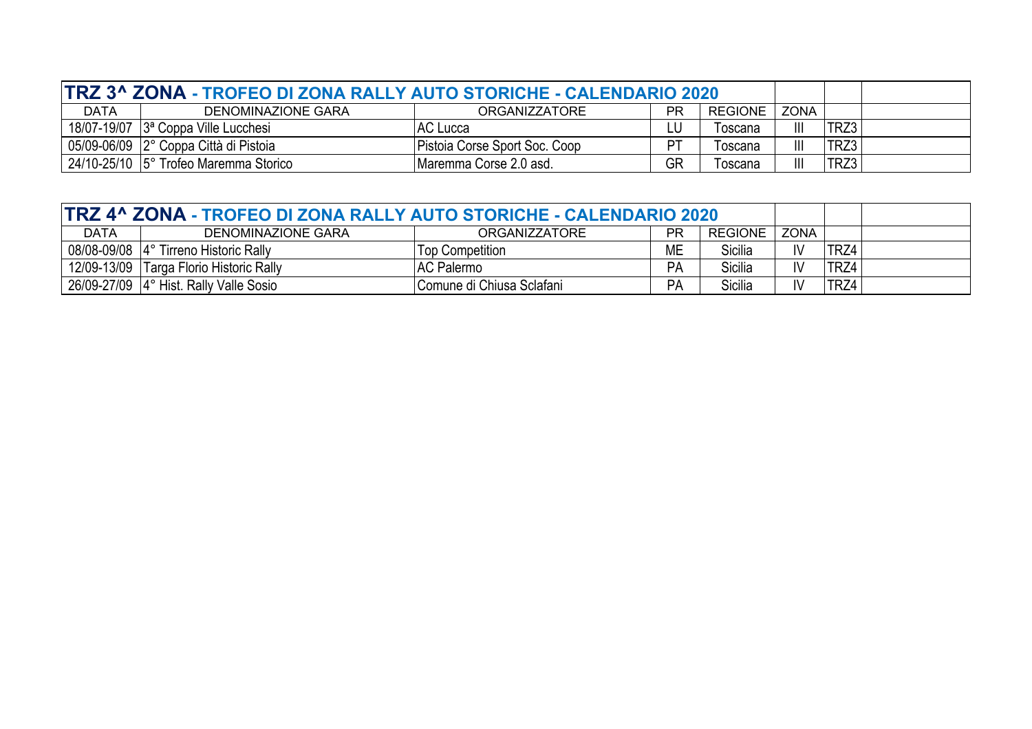| TRZ 3^ ZONA - TROFEO DI ZONA RALLY AUTO STORICHE - CALENDARIO 2020 | | | | | | | |
|---|---|---|---|---|---|---|---|
| DATA | DENOMINAZIONE GARA | ORGANIZZATORE | PR | REGIONE | ZONA | | |
| 18/07-19/07 | 3ª Coppa Ville Lucchesi | AC Lucca | LU | Toscana | III | TRZ3 | |
| 05/09-06/09 | 2° Coppa Città di Pistoia | Pistoia Corse Sport Soc. Coop | PT | Toscana | III | TRZ3 | |
| 24/10-25/10 | 5° Trofeo Maremma Storico | Maremma Corse 2.0 asd. | GR | Toscana | III | TRZ3 | |

| TRZ 4^ ZONA - TROFEO DI ZONA RALLY AUTO STORICHE - CALENDARIO 2020 | | | | | | | |
|---|---|---|---|---|---|---|---|
| DATA | DENOMINAZIONE GARA | ORGANIZZATORE | PR | REGIONE | ZONA | | |
| 08/08-09/08 | 4° Tirreno Historic Rally | Top Competition | ME | Sicilia | IV | TRZ4 | |
| 12/09-13/09 | Targa Florio Historic Rally | AC Palermo | PA | Sicilia | IV | TRZ4 | |
| 26/09-27/09 | 4° Hist. Rally Valle Sosio | Comune di Chiusa Sclafani | PA | Sicilia | IV | TRZ4 | |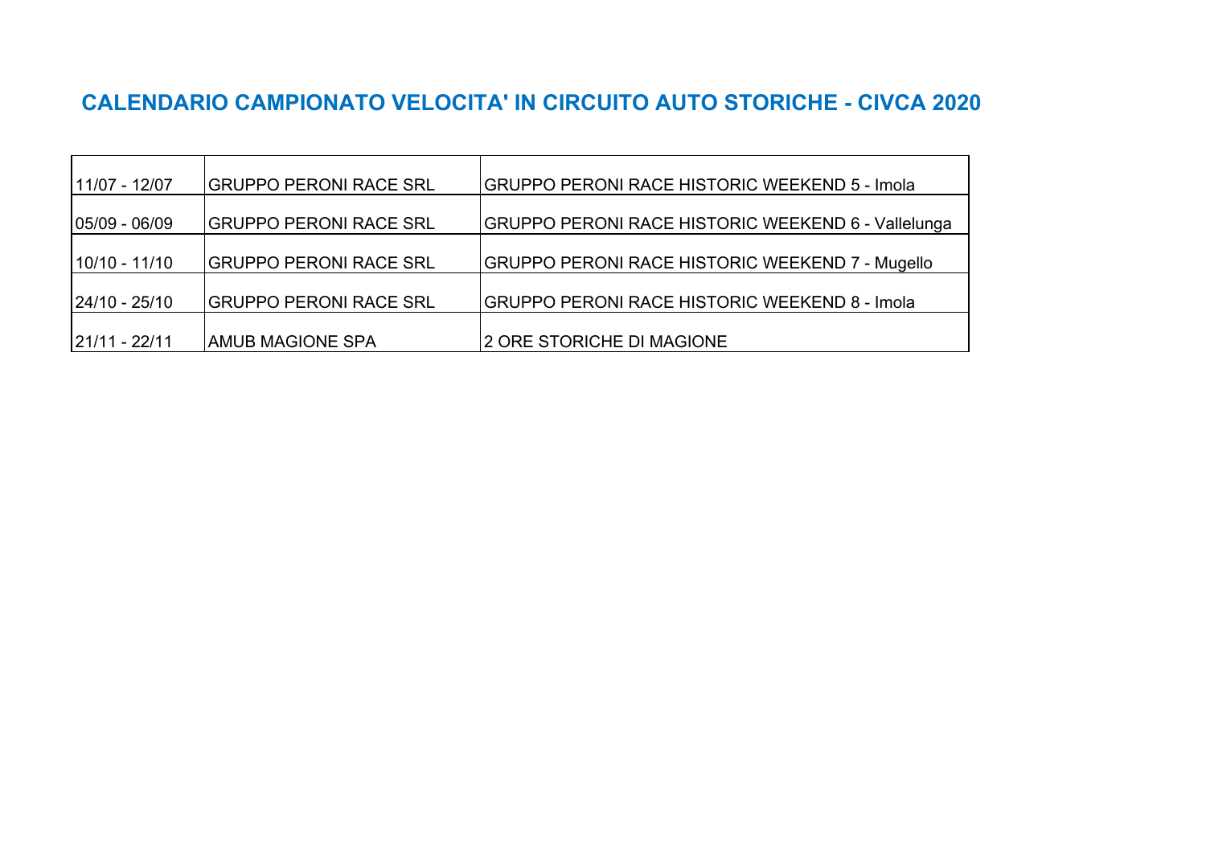# CALENDARIO CAMPIONATO VELOCITA' IN CIRCUITO AUTO STORICHE - CIVCA 2020

| | | |
|---|---|---|
| 11/07 - 12/07 | GRUPPO PERONI RACE SRL | GRUPPO PERONI RACE HISTORIC WEEKEND 5 - Imola |
| 05/09 - 06/09 | GRUPPO PERONI RACE SRL | GRUPPO PERONI RACE HISTORIC WEEKEND 6 - Vallelunga |
| 10/10 - 11/10 | GRUPPO PERONI RACE SRL | GRUPPO PERONI RACE HISTORIC WEEKEND 7 - Mugello |
| 24/10 - 25/10 | GRUPPO PERONI RACE SRL | GRUPPO PERONI RACE HISTORIC WEEKEND 8 - Imola |
| 21/11 - 22/11 | AMUB MAGIONE SPA | 2 ORE STORICHE DI MAGIONE |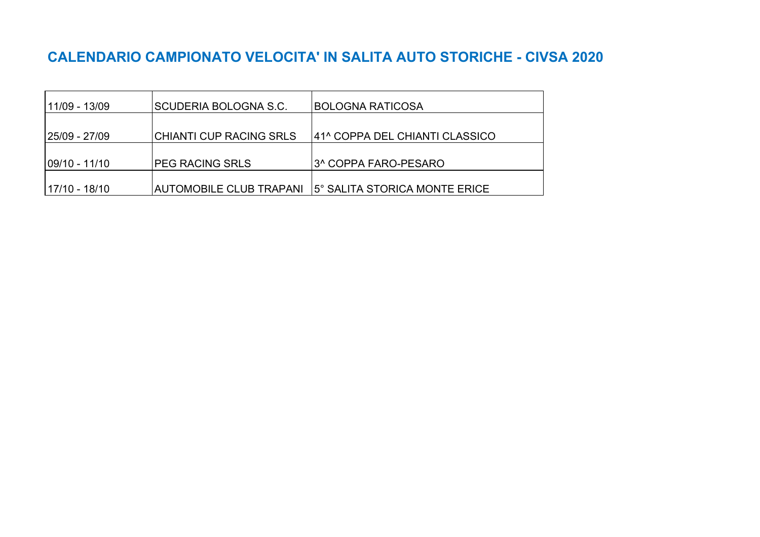# CALENDARIO CAMPIONATO VELOCITA' IN SALITA AUTO STORICHE - CIVSA 2020

| | | |
|---|---|---|
| 11/09 - 13/09 | SCUDERIA BOLOGNA S.C. | BOLOGNA RATICOSA |
| 25/09 - 27/09 | CHIANTI CUP RACING SRLS | 41^ COPPA DEL CHIANTI CLASSICO |
| 09/10 - 11/10 | PEG RACING SRLS | 3^ COPPA FARO-PESARO |
| 17/10 - 18/10 | AUTOMOBILE CLUB TRAPANI | 5° SALITA STORICA MONTE ERICE |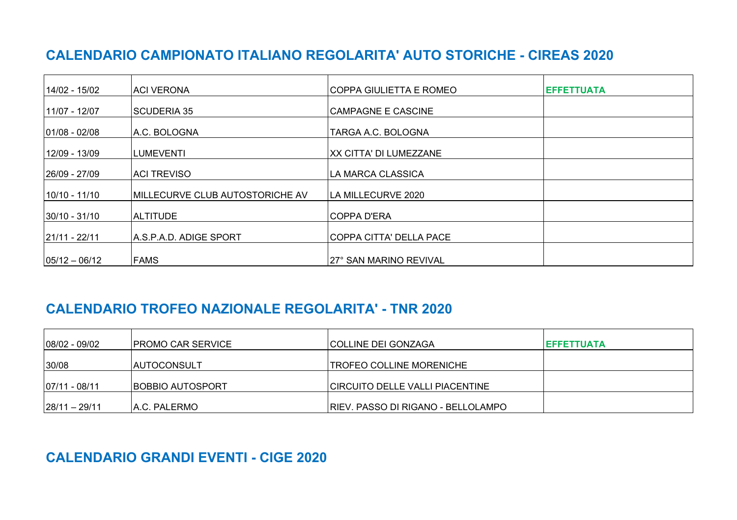## CALENDARIO CAMPIONATO ITALIANO REGOLARITA' AUTO STORICHE - CIREAS 2020

| | | | |
|---|---|---|---|
| 14/02 - 15/02 | ACI VERONA | COPPA GIULIETTA E ROMEO | EFFETTUATA |
| 11/07 - 12/07 | SCUDERIA 35 | CAMPAGNE E CASCINE | |
| 01/08 - 02/08 | A.C. BOLOGNA | TARGA A.C. BOLOGNA | |
| 12/09 - 13/09 | LUMEVENTI | XX CITTA' DI LUMEZZANE | |
| 26/09 - 27/09 | ACI TREVISO | LA MARCA CLASSICA | |
| 10/10 - 11/10 | MILLECURVE CLUB AUTOSTORICHE AV | LA MILLECURVE 2020 | |
| 30/10 - 31/10 | ALTITUDE | COPPA D'ERA | |
| 21/11 - 22/11 | A.S.P.A.D. ADIGE SPORT | COPPA CITTA' DELLA PACE | |
| 05/12 – 06/12 | FAMS | 27° SAN MARINO REVIVAL | |

## CALENDARIO TROFEO NAZIONALE REGOLARITA' - TNR 2020

| | | | |
|---|---|---|---|
| 08/02 - 09/02 | PROMO CAR SERVICE | COLLINE DEI GONZAGA | EFFETTUATA |
| 30/08 | AUTOCONSULT | TROFEO COLLINE MORENICHE | |
| 07/11 - 08/11 | BOBBIO AUTOSPORT | CIRCUITO DELLE VALLI PIACENTINE | |
| 28/11 – 29/11 | A.C. PALERMO | RIEV. PASSO DI RIGANO - BELLOLAMPO | |

## CALENDARIO GRANDI EVENTI - CIGE 2020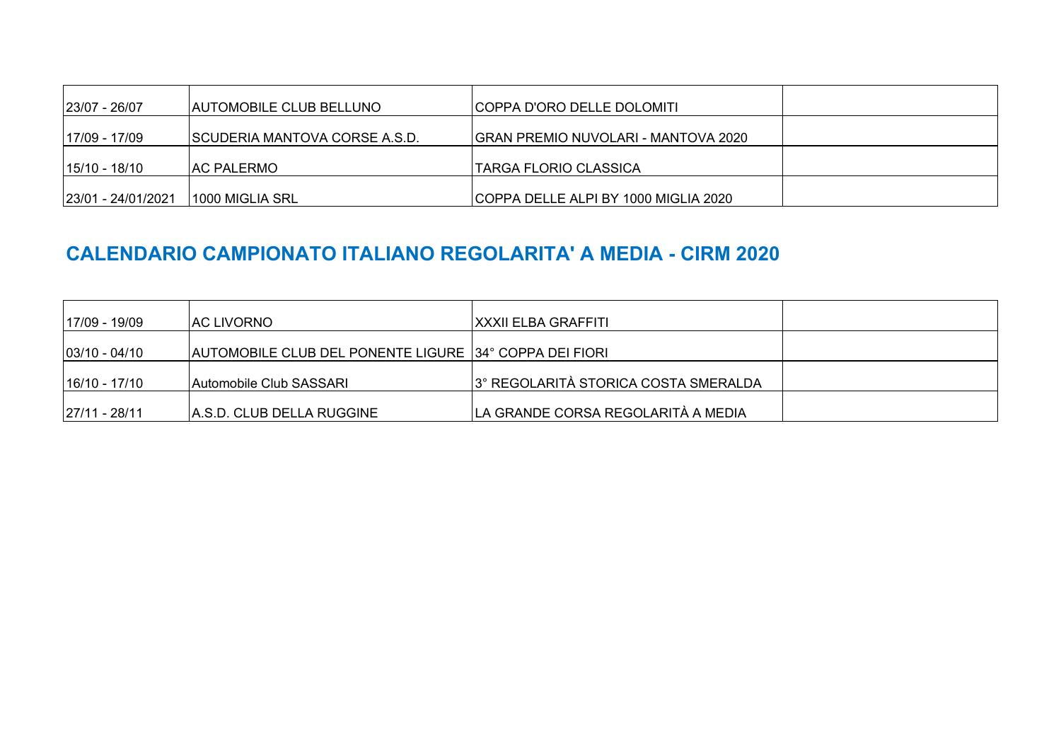| | | | |
|---|---|---|---|
| 23/07 - 26/07 | AUTOMOBILE CLUB BELLUNO | COPPA D'ORO DELLE DOLOMITI | |
| 17/09 - 17/09 | SCUDERIA MANTOVA CORSE A.S.D. | GRAN PREMIO NUVOLARI - MANTOVA 2020 | |
| 15/10 - 18/10 | AC PALERMO | TARGA FLORIO CLASSICA | |
| 23/01 - 24/01/2021 | 1000 MIGLIA SRL | COPPA DELLE ALPI BY 1000 MIGLIA 2020 | |

## CALENDARIO CAMPIONATO ITALIANO REGOLARITA' A MEDIA - CIRM 2020

| | | | |
|---|---|---|---|
| 17/09 - 19/09 | AC LIVORNO | XXXII ELBA GRAFFITI | |
| 03/10 - 04/10 | AUTOMOBILE CLUB DEL PONENTE LIGURE | 34° COPPA DEI FIORI | |
| 16/10 - 17/10 | Automobile Club SASSARI | 3° REGOLARITÀ STORICA COSTA SMERALDA | |
| 27/11 - 28/11 | A.S.D. CLUB DELLA RUGGINE | LA GRANDE CORSA REGOLARITÀ A MEDIA | |